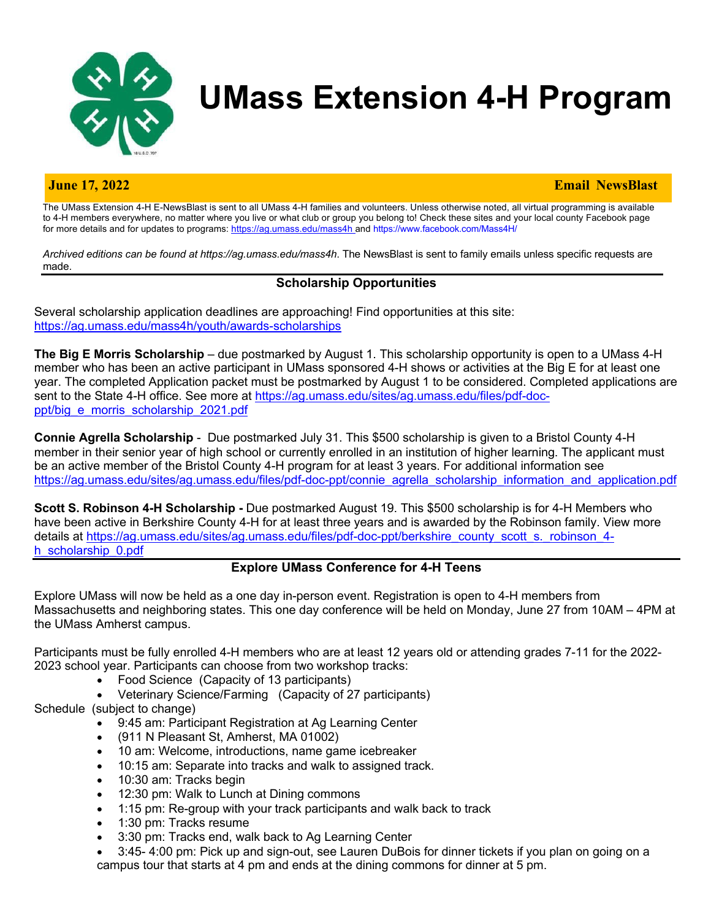# UMass Extension 4-H Program

**June 17, 2022** **Email NewsBlast**

The UMass Extension 4-H E-NewsBlast is sent to all UMass 4-H families and volunteers. Unless otherwise noted, all virtual programming is available to 4-H members everywhere, no matter where you live or what club or group you belong to! Check these sites and your local county Facebook page for more details and for updates to programs: https://ag.umass.edu/mass4h and https://www.facebook.com/Mass4H/

*Archived editions can be found at https://ag.umass.edu/mass4h*. The NewsBlast is sent to family emails unless specific requests are made.

## Scholarship Opportunities

Several scholarship application deadlines are approaching! Find opportunities at this site: https://ag.umass.edu/mass4h/youth/awards-scholarships

**The Big E Morris Scholarship** – due postmarked by August 1. This scholarship opportunity is open to a UMass 4-H member who has been an active participant in UMass sponsored 4-H shows or activities at the Big E for at least one year. The completed Application packet must be postmarked by August 1 to be considered. Completed applications are sent to the State 4-H office. See more at https://ag.umass.edu/sites/ag.umass.edu/files/pdf-doc-ppt/big_e_morris_scholarship_2021.pdf

**Connie Agrella Scholarship** - Due postmarked July 31. This $500 scholarship is given to a Bristol County 4-H member in their senior year of high school or currently enrolled in an institution of higher learning. The applicant must be an active member of the Bristol County 4-H program for at least 3 years. For additional information see https://ag.umass.edu/sites/ag.umass.edu/files/pdf-doc-ppt/connie_agrella_scholarship_information_and_application.pdf

**Scott S. Robinson 4-H Scholarship -** Due postmarked August 19. This $500 scholarship is for 4-H Members who have been active in Berkshire County 4-H for at least three years and is awarded by the Robinson family. View more details at https://ag.umass.edu/sites/ag.umass.edu/files/pdf-doc-ppt/berkshire_county_scott_s._robinson_4-h_scholarship_0.pdf

## Explore UMass Conference for 4-H Teens

Explore UMass will now be held as a one day in-person event. Registration is open to 4-H members from Massachusetts and neighboring states. This one day conference will be held on Monday, June 27 from 10AM – 4PM at the UMass Amherst campus.

Participants must be fully enrolled 4-H members who are at least 12 years old or attending grades 7-11 for the 2022-2023 school year. Participants can choose from two workshop tracks:

- Food Science (Capacity of 13 participants)
- Veterinary Science/Farming (Capacity of 27 participants)

Schedule (subject to change)

- 9:45 am: Participant Registration at Ag Learning Center
- (911 N Pleasant St, Amherst, MA 01002)
- 10 am: Welcome, introductions, name game icebreaker
- 10:15 am: Separate into tracks and walk to assigned track.
- 10:30 am: Tracks begin
- 12:30 pm: Walk to Lunch at Dining commons
- 1:15 pm: Re-group with your track participants and walk back to track
- 1:30 pm: Tracks resume
- 3:30 pm: Tracks end, walk back to Ag Learning Center
- 3:45- 4:00 pm: Pick up and sign-out, see Lauren DuBois for dinner tickets if you plan on going on a campus tour that starts at 4 pm and ends at the dining commons for dinner at 5 pm.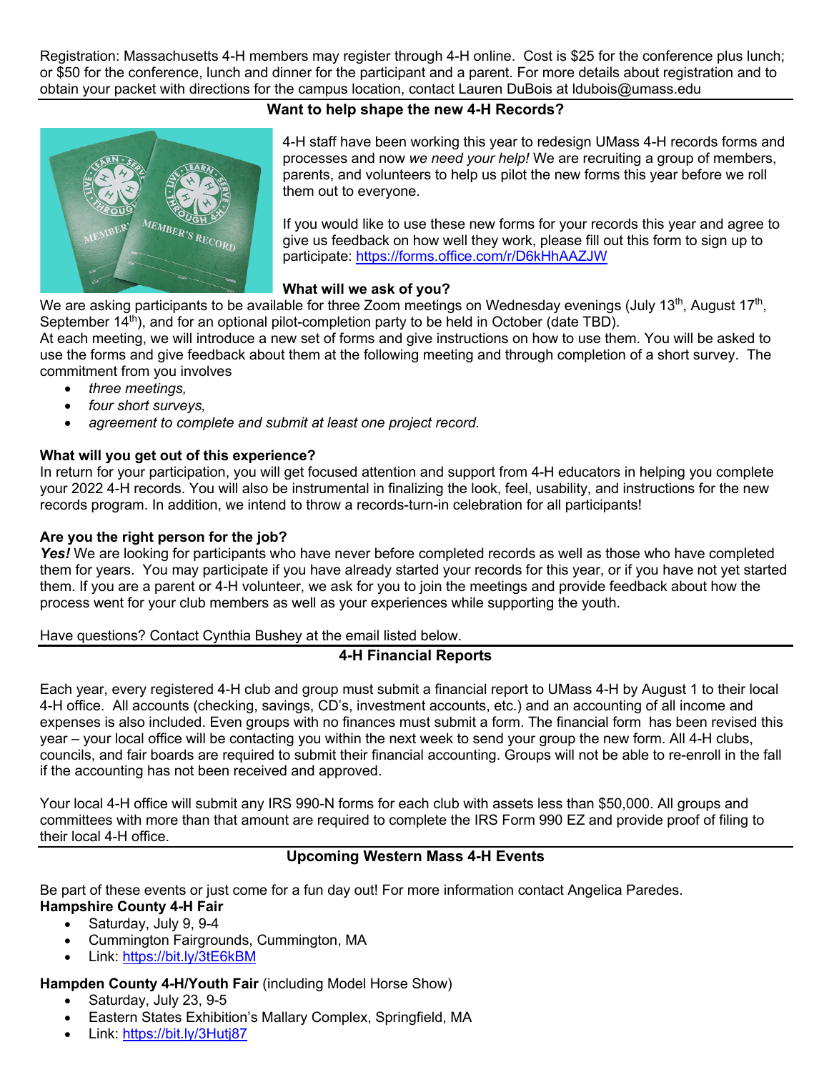Registration: Massachusetts 4-H members may register through 4-H online. Cost is $25 for the conference plus lunch; or $50 for the conference, lunch and dinner for the participant and a parent. For more details about registration and to obtain your packet with directions for the campus location, contact Lauren DuBois at ldubois@umass.edu

## Want to help shape the new 4-H Records?

4-H staff have been working this year to redesign UMass 4-H records forms and processes and now *we need your help!* We are recruiting a group of members, parents, and volunteers to help us pilot the new forms this year before we roll them out to everyone.

If you would like to use these new forms for your records this year and agree to give us feedback on how well they work, please fill out this form to sign up to participate: https://forms.office.com/r/D6kHhAAZJW

**What will we ask of you?**

We are asking participants to be available for three Zoom meetings on Wednesday evenings (July 13th, August 17th, September 14th), and for an optional pilot-completion party to be held in October (date TBD).

At each meeting, we will introduce a new set of forms and give instructions on how to use them. You will be asked to use the forms and give feedback about them at the following meeting and through completion of a short survey. The commitment from you involves

- *three meetings,*
- *four short surveys,*
- *agreement to complete and submit at least one project record.*

**What will you get out of this experience?**

In return for your participation, you will get focused attention and support from 4-H educators in helping you complete your 2022 4-H records. You will also be instrumental in finalizing the look, feel, usability, and instructions for the new records program. In addition, we intend to throw a records-turn-in celebration for all participants!

**Are you the right person for the job?**

***Yes!*** We are looking for participants who have never before completed records as well as those who have completed them for years. You may participate if you have already started your records for this year, or if you have not yet started them. If you are a parent or 4-H volunteer, we ask for you to join the meetings and provide feedback about how the process went for your club members as well as your experiences while supporting the youth.

Have questions? Contact Cynthia Bushey at the email listed below.

## 4-H Financial Reports

Each year, every registered 4-H club and group must submit a financial report to UMass 4-H by August 1 to their local 4-H office. All accounts (checking, savings, CD's, investment accounts, etc.) and an accounting of all income and expenses is also included. Even groups with no finances must submit a form. The financial form has been revised this year – your local office will be contacting you within the next week to send your group the new form. All 4-H clubs, councils, and fair boards are required to submit their financial accounting. Groups will not be able to re-enroll in the fall if the accounting has not been received and approved.

Your local 4-H office will submit any IRS 990-N forms for each club with assets less than $50,000. All groups and committees with more than that amount are required to complete the IRS Form 990 EZ and provide proof of filing to their local 4-H office.

## Upcoming Western Mass 4-H Events

Be part of these events or just come for a fun day out! For more information contact Angelica Paredes.

**Hampshire County 4-H Fair**

- Saturday, July 9, 9-4
- Cummington Fairgrounds, Cummington, MA
- Link: https://bit.ly/3tE6kBM

**Hampden County 4-H/Youth Fair** (including Model Horse Show)

- Saturday, July 23, 9-5
- Eastern States Exhibition's Mallary Complex, Springfield, MA
- Link: https://bit.ly/3Hutj87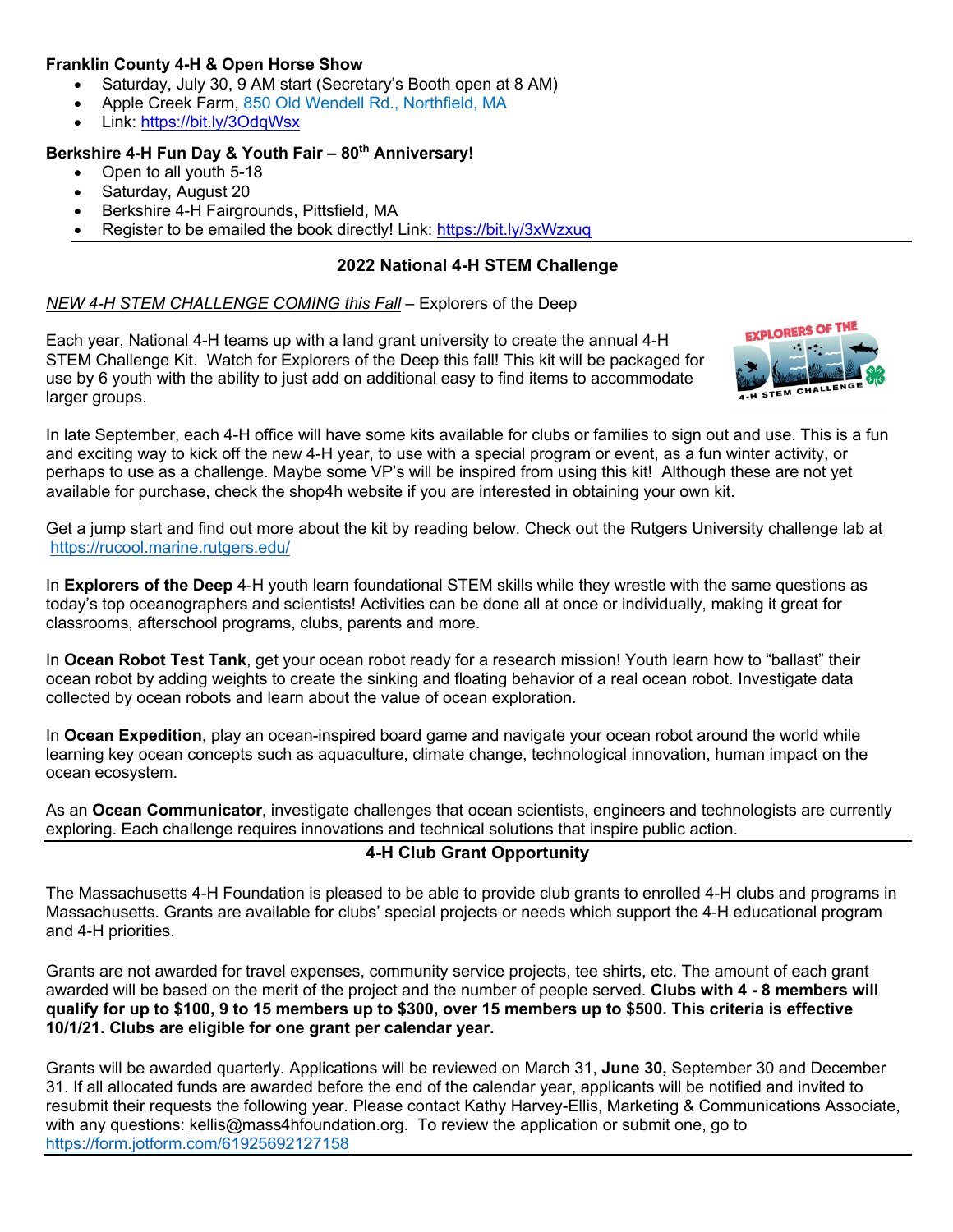**Franklin County 4-H & Open Horse Show**

- Saturday, July 30, 9 AM start (Secretary's Booth open at 8 AM)
- Apple Creek Farm, 850 Old Wendell Rd., Northfield, MA
- Link: https://bit.ly/3OdqWsx

**Berkshire 4-H Fun Day & Youth Fair – 80th Anniversary!**

- Open to all youth 5-18
- Saturday, August 20
- Berkshire 4-H Fairgrounds, Pittsfield, MA
- Register to be emailed the book directly! Link: https://bit.ly/3xWzxuq

## 2022 National 4-H STEM Challenge

*NEW 4-H STEM CHALLENGE COMING this Fall* – Explorers of the Deep

Each year, National 4-H teams up with a land grant university to create the annual 4-H STEM Challenge Kit. Watch for Explorers of the Deep this fall! This kit will be packaged for use by 6 youth with the ability to just add on additional easy to find items to accommodate larger groups.

In late September, each 4-H office will have some kits available for clubs or families to sign out and use. This is a fun and exciting way to kick off the new 4-H year, to use with a special program or event, as a fun winter activity, or perhaps to use as a challenge. Maybe some VP's will be inspired from using this kit! Although these are not yet available for purchase, check the shop4h website if you are interested in obtaining your own kit.

Get a jump start and find out more about the kit by reading below. Check out the Rutgers University challenge lab at https://rucool.marine.rutgers.edu/

In **Explorers of the Deep** 4-H youth learn foundational STEM skills while they wrestle with the same questions as today's top oceanographers and scientists! Activities can be done all at once or individually, making it great for classrooms, afterschool programs, clubs, parents and more.

In **Ocean Robot Test Tank**, get your ocean robot ready for a research mission! Youth learn how to "ballast" their ocean robot by adding weights to create the sinking and floating behavior of a real ocean robot. Investigate data collected by ocean robots and learn about the value of ocean exploration.

In **Ocean Expedition**, play an ocean-inspired board game and navigate your ocean robot around the world while learning key ocean concepts such as aquaculture, climate change, technological innovation, human impact on the ocean ecosystem.

As an **Ocean Communicator**, investigate challenges that ocean scientists, engineers and technologists are currently exploring. Each challenge requires innovations and technical solutions that inspire public action.

## 4-H Club Grant Opportunity

The Massachusetts 4-H Foundation is pleased to be able to provide club grants to enrolled 4-H clubs and programs in Massachusetts. Grants are available for clubs' special projects or needs which support the 4-H educational program and 4-H priorities.

Grants are not awarded for travel expenses, community service projects, tee shirts, etc. The amount of each grant awarded will be based on the merit of the project and the number of people served. **Clubs with 4 - 8 members will qualify for up to $100, 9 to 15 members up to $300, over 15 members up to $500. This criteria is effective 10/1/21. Clubs are eligible for one grant per calendar year.**

Grants will be awarded quarterly. Applications will be reviewed on March 31, **June 30,** September 30 and December 31. If all allocated funds are awarded before the end of the calendar year, applicants will be notified and invited to resubmit their requests the following year. Please contact Kathy Harvey-Ellis, Marketing & Communications Associate, with any questions: kellis@mass4hfoundation.org. To review the application or submit one, go to https://form.jotform.com/61925692127158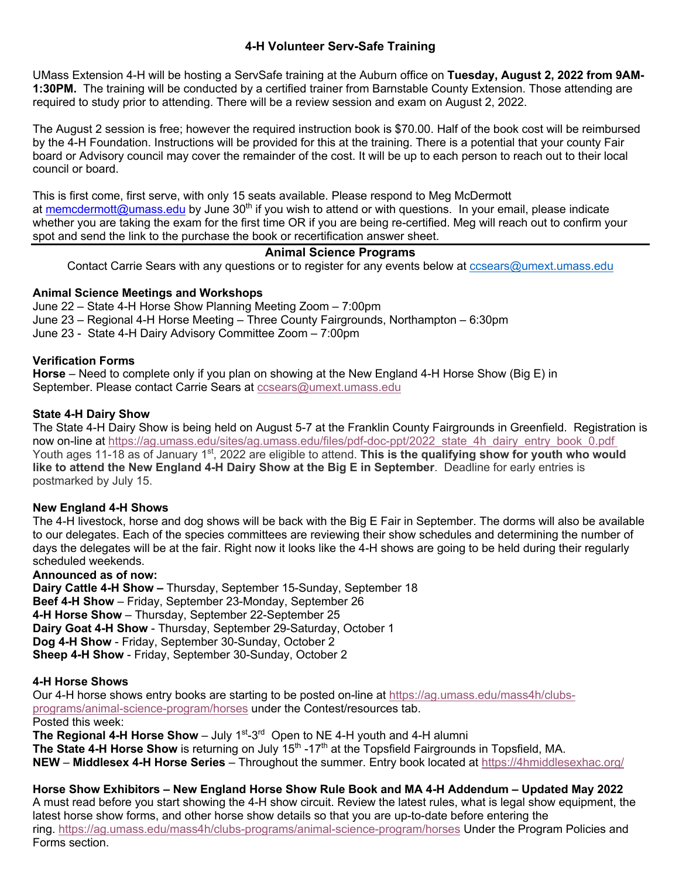## 4-H Volunteer Serv-Safe Training

UMass Extension 4-H will be hosting a ServSafe training at the Auburn office on **Tuesday, August 2, 2022 from 9AM-1:30PM.** The training will be conducted by a certified trainer from Barnstable County Extension. Those attending are required to study prior to attending. There will be a review session and exam on August 2, 2022.

The August 2 session is free; however the required instruction book is $70.00. Half of the book cost will be reimbursed by the 4-H Foundation. Instructions will be provided for this at the training. There is a potential that your county Fair board or Advisory council may cover the remainder of the cost. It will be up to each person to reach out to their local council or board.

This is first come, first serve, with only 15 seats available. Please respond to Meg McDermott at memcdermott@umass.edu by June 30th if you wish to attend or with questions. In your email, please indicate whether you are taking the exam for the first time OR if you are being re-certified. Meg will reach out to confirm your spot and send the link to the purchase the book or recertification answer sheet.

---

## Animal Science Programs

Contact Carrie Sears with any questions or to register for any events below at ccsears@umext.umass.edu

### Animal Science Meetings and Workshops

June 22 – State 4-H Horse Show Planning Meeting Zoom – 7:00pm
June 23 – Regional 4-H Horse Meeting – Three County Fairgrounds, Northampton – 6:30pm
June 23 - State 4-H Dairy Advisory Committee Zoom – 7:00pm

### Verification Forms

**Horse** – Need to complete only if you plan on showing at the New England 4-H Horse Show (Big E) in September. Please contact Carrie Sears at ccsears@umext.umass.edu

### State 4-H Dairy Show

The State 4-H Dairy Show is being held on August 5-7 at the Franklin County Fairgrounds in Greenfield. Registration is now on-line at https://ag.umass.edu/sites/ag.umass.edu/files/pdf-doc-ppt/2022_state_4h_dairy_entry_book_0.pdf Youth ages 11-18 as of January 1st, 2022 are eligible to attend. **This is the qualifying show for youth who would like to attend the New England 4-H Dairy Show at the Big E in September**. Deadline for early entries is postmarked by July 15.

### New England 4-H Shows

The 4-H livestock, horse and dog shows will be back with the Big E Fair in September. The dorms will also be available to our delegates. Each of the species committees are reviewing their show schedules and determining the number of days the delegates will be at the fair. Right now it looks like the 4-H shows are going to be held during their regularly scheduled weekends.

**Announced as of now:**
**Dairy Cattle 4-H Show –** Thursday, September 15-Sunday, September 18
**Beef 4-H Show** – Friday, September 23-Monday, September 26
**4-H Horse Show** – Thursday, September 22-September 25
**Dairy Goat 4-H Show** - Thursday, September 29-Saturday, October 1
**Dog 4-H Show** - Friday, September 30-Sunday, October 2
**Sheep 4-H Show** - Friday, September 30-Sunday, October 2

### 4-H Horse Shows

Our 4-H horse shows entry books are starting to be posted on-line at https://ag.umass.edu/mass4h/clubs-programs/animal-science-program/horses under the Contest/resources tab.
Posted this week:
**The Regional 4-H Horse Show** – July 1st-3rd Open to NE 4-H youth and 4-H alumni
**The State 4-H Horse Show** is returning on July 15th -17th at the Topsfield Fairgrounds in Topsfield, MA.
**NEW** – **Middlesex 4-H Horse Series** – Throughout the summer. Entry book located at https://4hmiddlesexhac.org/

### Horse Show Exhibitors – New England Horse Show Rule Book and MA 4-H Addendum – Updated May 2022

A must read before you start showing the 4-H show circuit. Review the latest rules, what is legal show equipment, the latest horse show forms, and other horse show details so that you are up-to-date before entering the ring. https://ag.umass.edu/mass4h/clubs-programs/animal-science-program/horses Under the Program Policies and Forms section.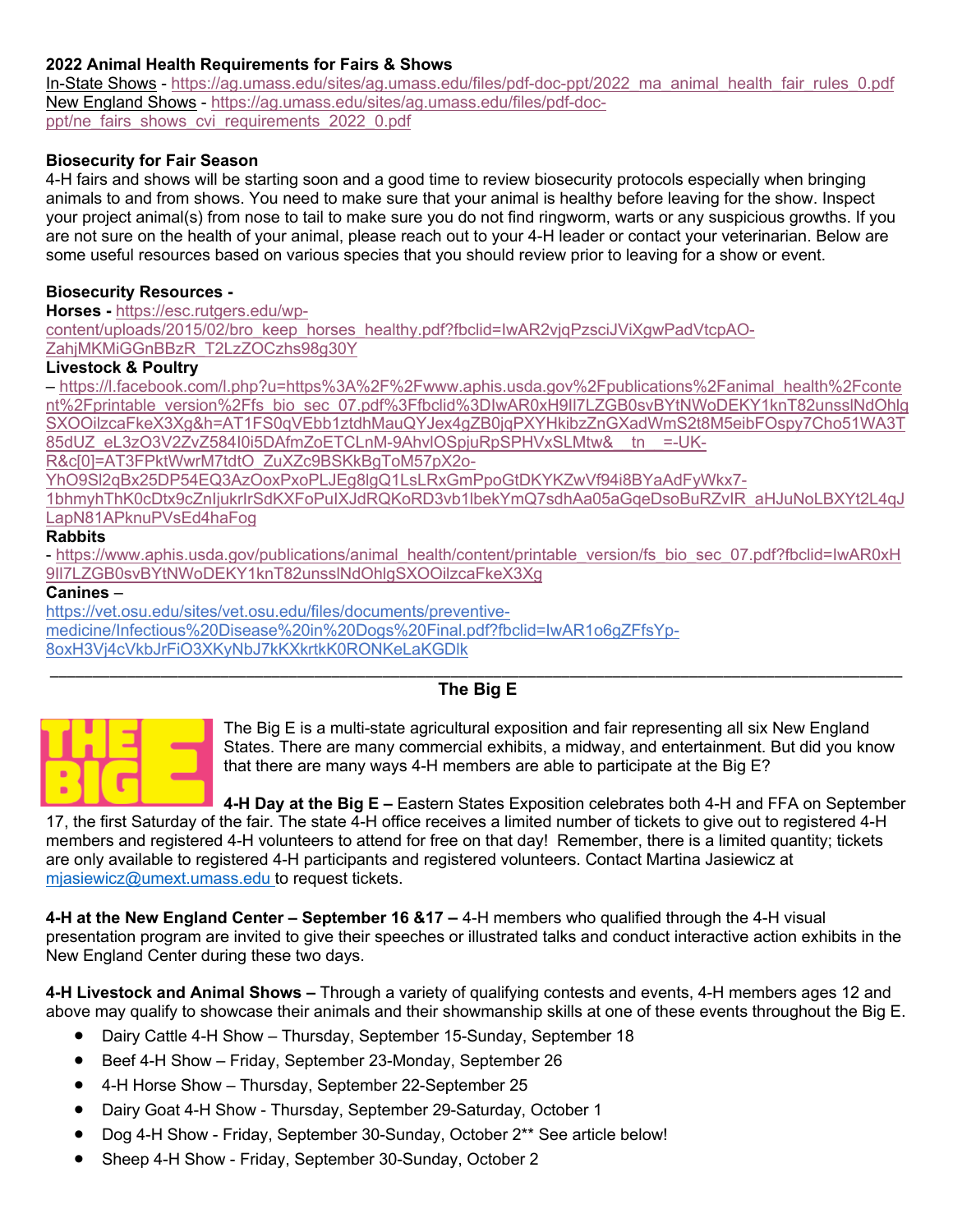**2022 Animal Health Requirements for Fairs & Shows**

In-State Shows - https://ag.umass.edu/sites/ag.umass.edu/files/pdf-doc-ppt/2022_ma_animal_health_fair_rules_0.pdf

New England Shows - https://ag.umass.edu/sites/ag.umass.edu/files/pdf-doc-ppt/ne_fairs_shows_cvi_requirements_2022_0.pdf

**Biosecurity for Fair Season**

4-H fairs and shows will be starting soon and a good time to review biosecurity protocols especially when bringing animals to and from shows. You need to make sure that your animal is healthy before leaving for the show. Inspect your project animal(s) from nose to tail to make sure you do not find ringworm, warts or any suspicious growths. If you are not sure on the health of your animal, please reach out to your 4-H leader or contact your veterinarian. Below are some useful resources based on various species that you should review prior to leaving for a show or event.

**Biosecurity Resources -**

**Horses -** https://esc.rutgers.edu/wp-content/uploads/2015/02/bro_keep_horses_healthy.pdf?fbclid=IwAR2vjqPzsciJViXgwPadVtcpAO-ZahjMKMiGGnBBzR_T2LzZOCzhs98g30Y

**Livestock & Poultry**

– https://l.facebook.com/l.php?u=https%3A%2F%2Fwww.aphis.usda.gov%2Fpublications%2Fanimal_health%2Fcontent%2Fprintable_version%2Ffs_bio_sec_07.pdf%3Ffbclid%3DIwAR0xH9lI7LZGB0svBYtNWoDEKY1knT82unsslNdOhlgSXOOilzcaFkeX3Xg&h=AT1FS0qVEbb1ztdhMauQYJex4gZB0jqPXYHkibzZnGXadWmS2t8M5eibFOspy7Cho51WA3T85dUZ_eL3zO3V2ZvZ584I0i5DAfmZoETCLnM-9AhvlOSpjuRpSPHVxSLMtw&__tn__=-UK-R&c[0]=AT3FPktWwrM7tdtO_ZuXZc9BSKkBgToM57pX2o-YhO9Sl2qBx25DP54EQ3AzOoxPxoPLJEg8lgQ1LsLRxGmPpoGtDKYKZwVf94i8BYaAdFyWkx7-1bhmyhThK0cDtx9cZnIjukrIrSdKXFoPuIXJdRQKoRD3vb1lbekYmQ7sdhAa05aGqeDsoBuRZvIR_aHJuNoLBXYt2L4qJLapN81APknuPVsEd4haFog

**Rabbits**

- https://www.aphis.usda.gov/publications/animal_health/content/printable_version/fs_bio_sec_07.pdf?fbclid=IwAR0xH9lI7LZGB0svBYtNWoDEKY1knT82unsslNdOhlgSXOOilzcaFkeX3Xg

**Canines** –

https://vet.osu.edu/sites/vet.osu.edu/files/documents/preventive-medicine/Infectious%20Disease%20in%20Dogs%20Final.pdf?fbclid=IwAR1o6gZFfsYp-8oxH3Vj4cVkbJrFiO3XKyNbJ7kKXkrtkK0RONKeLaKGDlk

---

## The Big E

The Big E is a multi-state agricultural exposition and fair representing all six New England States. There are many commercial exhibits, a midway, and entertainment. But did you know that there are many ways 4-H members are able to participate at the Big E?

**4-H Day at the Big E –** Eastern States Exposition celebrates both 4-H and FFA on September 17, the first Saturday of the fair. The state 4-H office receives a limited number of tickets to give out to registered 4-H members and registered 4-H volunteers to attend for free on that day! Remember, there is a limited quantity; tickets are only available to registered 4-H participants and registered volunteers. Contact Martina Jasiewicz at mjasiewicz@umext.umass.edu to request tickets.

**4-H at the New England Center – September 16 &17 –** 4-H members who qualified through the 4-H visual presentation program are invited to give their speeches or illustrated talks and conduct interactive action exhibits in the New England Center during these two days.

**4-H Livestock and Animal Shows –** Through a variety of qualifying contests and events, 4-H members ages 12 and above may qualify to showcase their animals and their showmanship skills at one of these events throughout the Big E.

- Dairy Cattle 4-H Show – Thursday, September 15-Sunday, September 18
- Beef 4-H Show – Friday, September 23-Monday, September 26
- 4-H Horse Show – Thursday, September 22-September 25
- Dairy Goat 4-H Show - Thursday, September 29-Saturday, October 1
- Dog 4-H Show - Friday, September 30-Sunday, October 2** See article below!
- Sheep 4-H Show - Friday, September 30-Sunday, October 2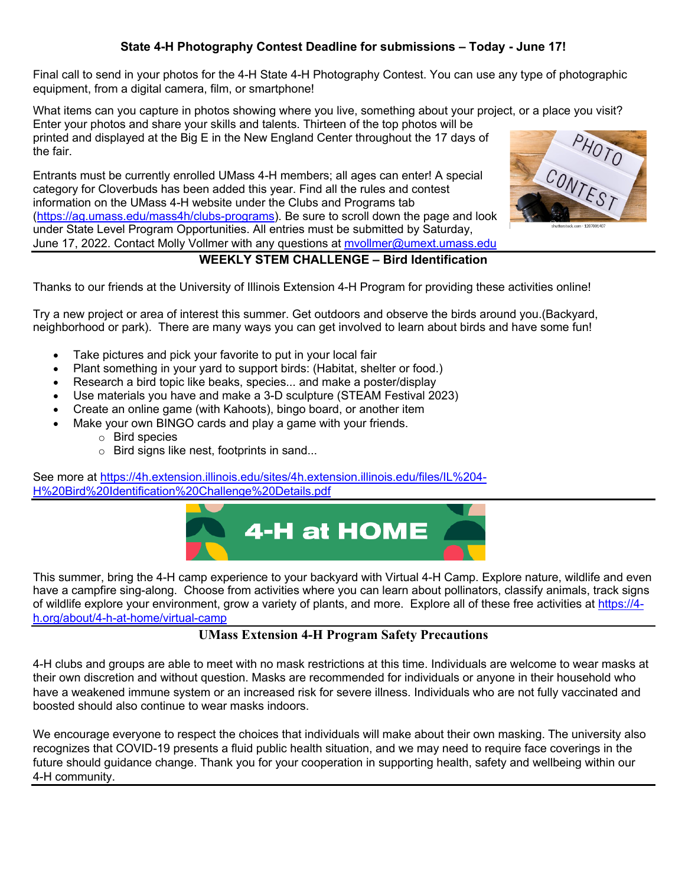## State 4-H Photography Contest Deadline for submissions – Today - June 17!

Final call to send in your photos for the 4-H State 4-H Photography Contest. You can use any type of photographic equipment, from a digital camera, film, or smartphone!

What items can you capture in photos showing where you live, something about your project, or a place you visit? Enter your photos and share your skills and talents. Thirteen of the top photos will be printed and displayed at the Big E in the New England Center throughout the 17 days of the fair.

Entrants must be currently enrolled UMass 4-H members; all ages can enter! A special category for Cloverbuds has been added this year. Find all the rules and contest information on the UMass 4-H website under the Clubs and Programs tab (https://ag.umass.edu/mass4h/clubs-programs). Be sure to scroll down the page and look under State Level Program Opportunities. All entries must be submitted by Saturday, June 17, 2022. Contact Molly Vollmer with any questions at mvollmer@umext.umass.edu

## WEEKLY STEM CHALLENGE – Bird Identification

Thanks to our friends at the University of Illinois Extension 4-H Program for providing these activities online!

Try a new project or area of interest this summer. Get outdoors and observe the birds around you.(Backyard, neighborhood or park). There are many ways you can get involved to learn about birds and have some fun!

- Take pictures and pick your favorite to put in your local fair
- Plant something in your yard to support birds: (Habitat, shelter or food.)
- Research a bird topic like beaks, species... and make a poster/display
- Use materials you have and make a 3-D sculpture (STEAM Festival 2023)
- Create an online game (with Kahoots), bingo board, or another item
- Make your own BINGO cards and play a game with your friends.
  - Bird species
  - Bird signs like nest, footprints in sand...

See more at https://4h.extension.illinois.edu/sites/4h.extension.illinois.edu/files/IL%204-H%20Bird%20Identification%20Challenge%20Details.pdf

## 4-H at HOME

This summer, bring the 4-H camp experience to your backyard with Virtual 4-H Camp. Explore nature, wildlife and even have a campfire sing-along. Choose from activities where you can learn about pollinators, classify animals, track signs of wildlife explore your environment, grow a variety of plants, and more. Explore all of these free activities at https://4-h.org/about/4-h-at-home/virtual-camp

## UMass Extension 4-H Program Safety Precautions

4-H clubs and groups are able to meet with no mask restrictions at this time. Individuals are welcome to wear masks at their own discretion and without question. Masks are recommended for individuals or anyone in their household who have a weakened immune system or an increased risk for severe illness. Individuals who are not fully vaccinated and boosted should also continue to wear masks indoors.

We encourage everyone to respect the choices that individuals will make about their own masking. The university also recognizes that COVID-19 presents a fluid public health situation, and we may need to require face coverings in the future should guidance change. Thank you for your cooperation in supporting health, safety and wellbeing within our 4-H community.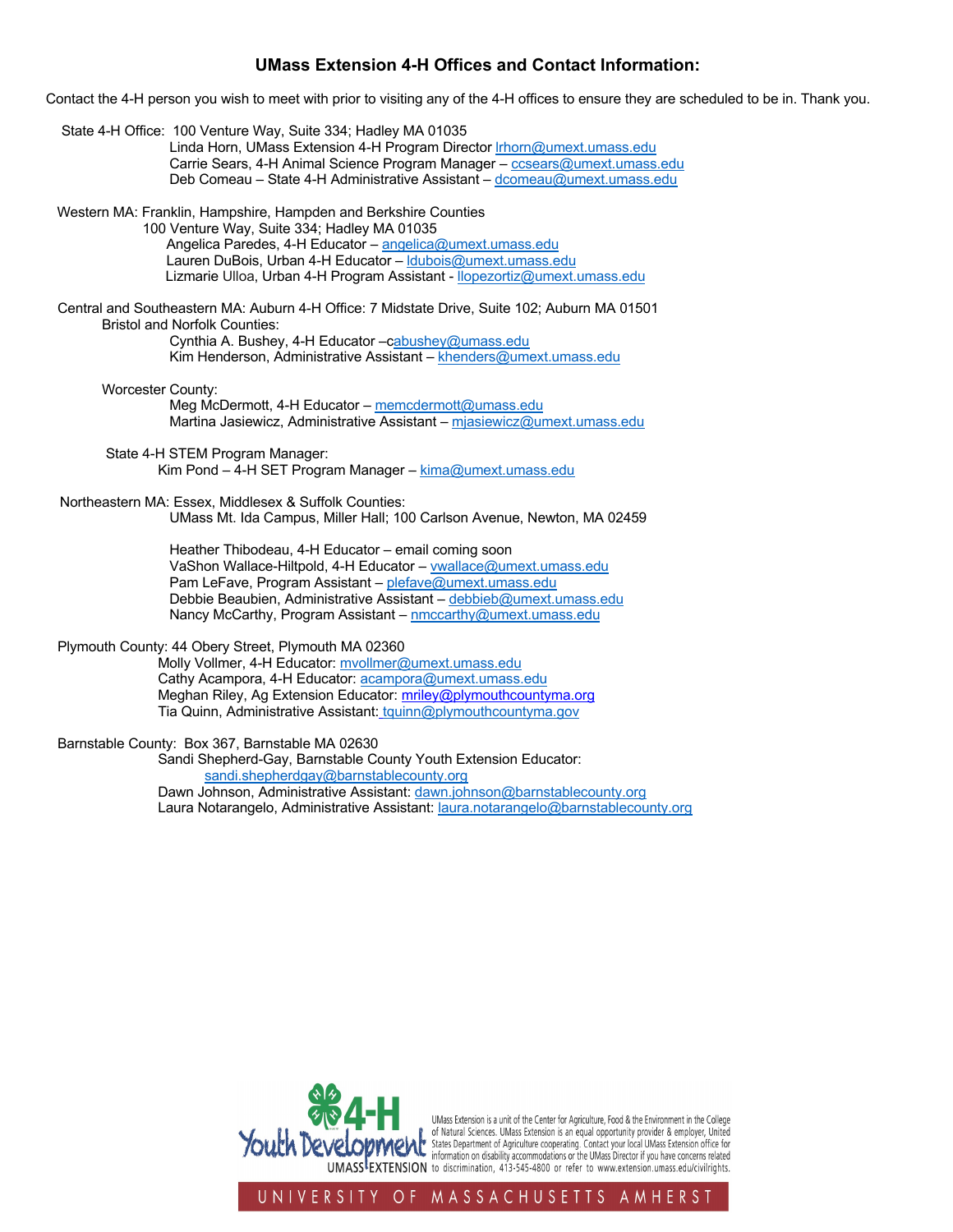## UMass Extension 4-H Offices and Contact Information:

Contact the 4-H person you wish to meet with prior to visiting any of the 4-H offices to ensure they are scheduled to be in. Thank you.

State 4-H Office: 100 Venture Way, Suite 334; Hadley MA 01035

- Linda Horn, UMass Extension 4-H Program Director lrhorn@umext.umass.edu
- Carrie Sears, 4-H Animal Science Program Manager – ccsears@umext.umass.edu
- Deb Comeau – State 4-H Administrative Assistant – dcomeau@umext.umass.edu

Western MA: Franklin, Hampshire, Hampden and Berkshire Counties
100 Venture Way, Suite 334; Hadley MA 01035

- Angelica Paredes, 4-H Educator – angelica@umext.umass.edu
- Lauren DuBois, Urban 4-H Educator – ldubois@umext.umass.edu
- Lizmarie Ulloa, Urban 4-H Program Assistant - llopezortiz@umext.umass.edu

Central and Southeastern MA: Auburn 4-H Office: 7 Midstate Drive, Suite 102; Auburn MA 01501

Bristol and Norfolk Counties:

- Cynthia A. Bushey, 4-H Educator –cabushey@umass.edu
- Kim Henderson, Administrative Assistant – khenders@umext.umass.edu

Worcester County:

- Meg McDermott, 4-H Educator – memcdermott@umass.edu
- Martina Jasiewicz, Administrative Assistant – mjasiewicz@umext.umass.edu

State 4-H STEM Program Manager:

- Kim Pond – 4-H SET Program Manager – kima@umext.umass.edu

Northeastern MA: Essex, Middlesex & Suffolk Counties:
UMass Mt. Ida Campus, Miller Hall; 100 Carlson Avenue, Newton, MA 02459

- Heather Thibodeau, 4-H Educator – email coming soon
- VaShon Wallace-Hiltpold, 4-H Educator – vwallace@umext.umass.edu
- Pam LeFave, Program Assistant – plefave@umext.umass.edu
- Debbie Beaubien, Administrative Assistant – debbieb@umext.umass.edu
- Nancy McCarthy, Program Assistant – nmccarthy@umext.umass.edu

Plymouth County: 44 Obery Street, Plymouth MA 02360

- Molly Vollmer, 4-H Educator: mvollmer@umext.umass.edu
- Cathy Acampora, 4-H Educator: acampora@umext.umass.edu
- Meghan Riley, Ag Extension Educator: mriley@plymouthcountyma.org
- Tia Quinn, Administrative Assistant: tquinn@plymouthcountyma.gov

Barnstable County: Box 367, Barnstable MA 02630

- Sandi Shepherd-Gay, Barnstable County Youth Extension Educator: sandi.shepherdgay@barnstablecounty.org
- Dawn Johnson, Administrative Assistant: dawn.johnson@barnstablecounty.org
- Laura Notarangelo, Administrative Assistant: laura.notarangelo@barnstablecounty.org

4-H Youth Development
UMASS EXTENSION

UMass Extension is a unit of the Center for Agriculture, Food & the Environment in the College of Natural Sciences. UMass Extension is an equal opportunity provider & employer, United States Department of Agriculture cooperating. Contact your local UMass Extension office for information on disability accommodations or the UMass Director if you have concerns related to discrimination, 413-545-4800 or refer to www.extension.umass.edu/civilrights.

UNIVERSITY OF MASSACHUSETTS AMHERST